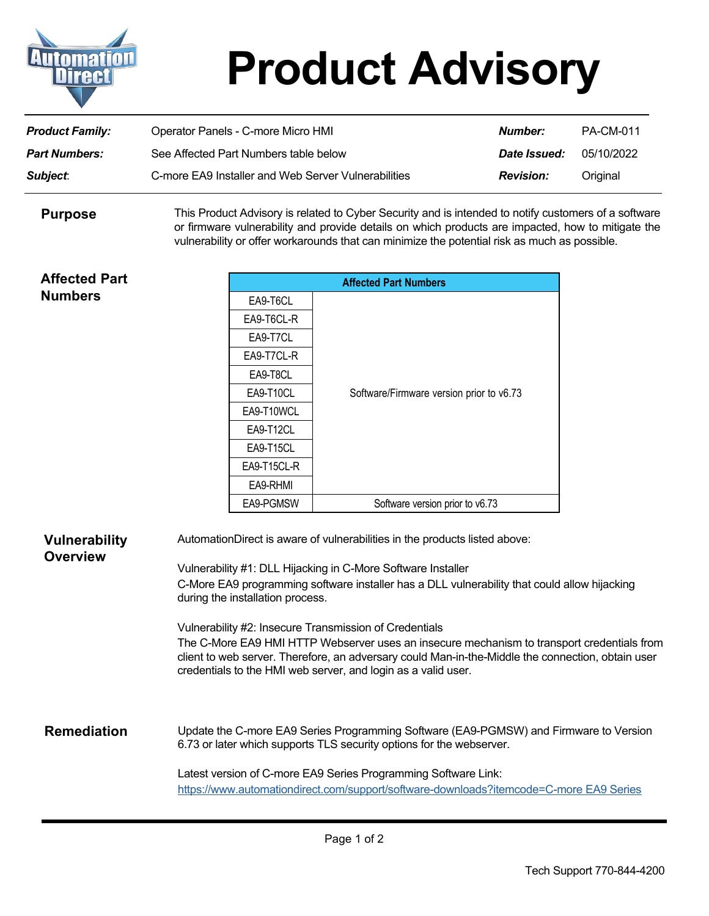# Product Advisory

| | | | |
|---|---|---|---|
| ***Product Family:*** | Operator Panels - C-more Micro HMI | ***Number:*** | PA-CM-011 |
| ***Part Numbers:*** | See Affected Part Numbers table below | ***Date Issued:*** | 05/10/2022 |
| ***Subject:*** | C-more EA9 Installer and Web Server Vulnerabilities | ***Revision:*** | Original |

## Purpose

This Product Advisory is related to Cyber Security and is intended to notify customers of a software or firmware vulnerability and provide details on which products are impacted, how to mitigate the vulnerability or offer workarounds that can minimize the potential risk as much as possible.

## Affected Part Numbers

| Affected Part Numbers | |
|---|---|
| EA9-T6CL | Software/Firmware version prior to v6.73 |
| EA9-T6CL-R | |
| EA9-T7CL | |
| EA9-T7CL-R | |
| EA9-T8CL | |
| EA9-T10CL | |
| EA9-T10WCL | |
| EA9-T12CL | |
| EA9-T15CL | |
| EA9-T15CL-R | |
| EA9-RHMI | |
| EA9-PGMSW | Software version prior to v6.73 |

## Vulnerability Overview

AutomationDirect is aware of vulnerabilities in the products listed above:

Vulnerability #1: DLL Hijacking in C-More Software Installer
C-More EA9 programming software installer has a DLL vulnerability that could allow hijacking during the installation process.

Vulnerability #2: Insecure Transmission of Credentials
The C-More EA9 HMI HTTP Webserver uses an insecure mechanism to transport credentials from client to web server. Therefore, an adversary could Man-in-the-Middle the connection, obtain user credentials to the HMI web server, and login as a valid user.

## Remediation

Update the C-more EA9 Series Programming Software (EA9-PGMSW) and Firmware to Version 6.73 or later which supports TLS security options for the webserver.

Latest version of C-more EA9 Series Programming Software Link:
https://www.automationdirect.com/support/software-downloads?itemcode=C-more EA9 Series

Tech Support 770-844-4200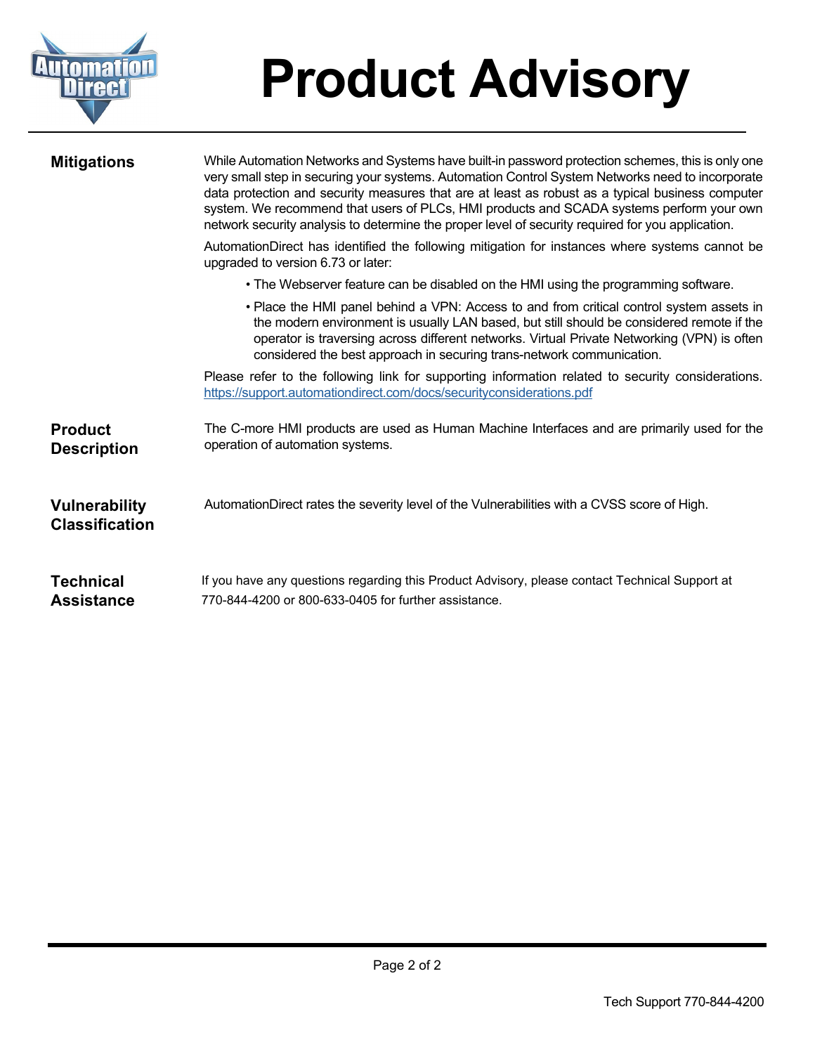### Mitigations

While Automation Networks and Systems have built-in password protection schemes, this is only one very small step in securing your systems. Automation Control System Networks need to incorporate data protection and security measures that are at least as robust as a typical business computer system. We recommend that users of PLCs, HMI products and SCADA systems perform your own network security analysis to determine the proper level of security required for you application.

AutomationDirect has identified the following mitigation for instances where systems cannot be upgraded to version 6.73 or later:

- The Webserver feature can be disabled on the HMI using the programming software.
- Place the HMI panel behind a VPN: Access to and from critical control system assets in the modern environment is usually LAN based, but still should be considered remote if the operator is traversing across different networks. Virtual Private Networking (VPN) is often considered the best approach in securing trans-network communication.

Please refer to the following link for supporting information related to security considerations. [https://support.automationdirect.com/docs/securityconsiderations.pdf](https://support.automationdirect.com/docs/securityconsiderations.pdf)

### Product Description

The C-more HMI products are used as Human Machine Interfaces and are primarily used for the operation of automation systems.

### Vulnerability Classification

AutomationDirect rates the severity level of the Vulnerabilities with a CVSS score of High.

### Technical Assistance

If you have any questions regarding this Product Advisory, please contact Technical Support at 770-844-4200 or 800-633-0405 for further assistance.